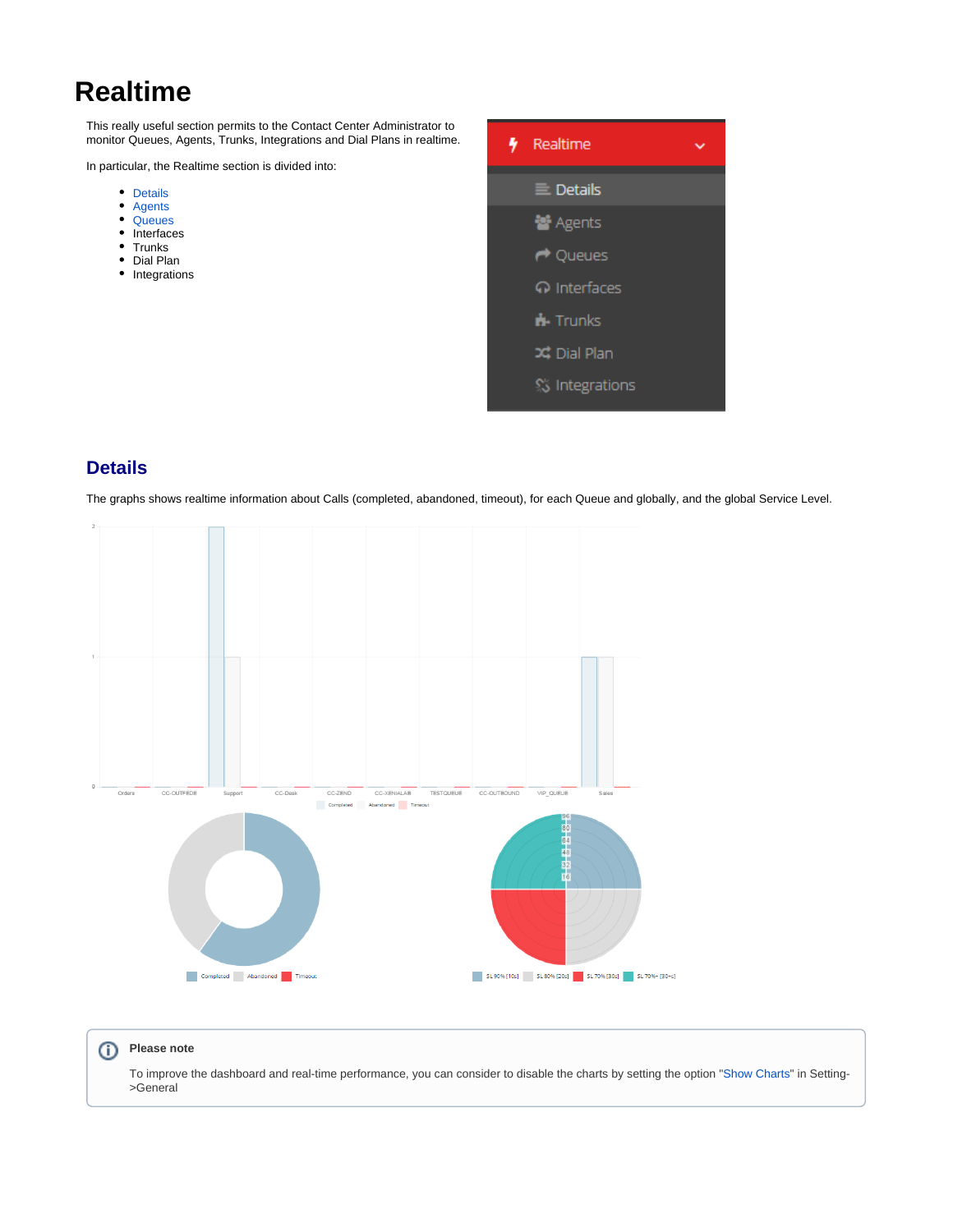# Realtime

This really useful section permits to the Contact Center Administrator to monitor Queues, Agents, Trunks, Integrations and Dial Plans in realtime.

In particular, the Realtime section is divided into:

- Details
- Agents
- Queues
- Interfaces
- Trunks
- Dial Plan
- Integrations

## Details

The graphs shows realtime information about Calls (completed, abandoned, timeout), for each Queue and globally, and the global Service Level.

> **Please note**
>
> To improve the dashboard and real-time performance, you can consider to disable the charts by setting the option "Show Charts" in Setting->General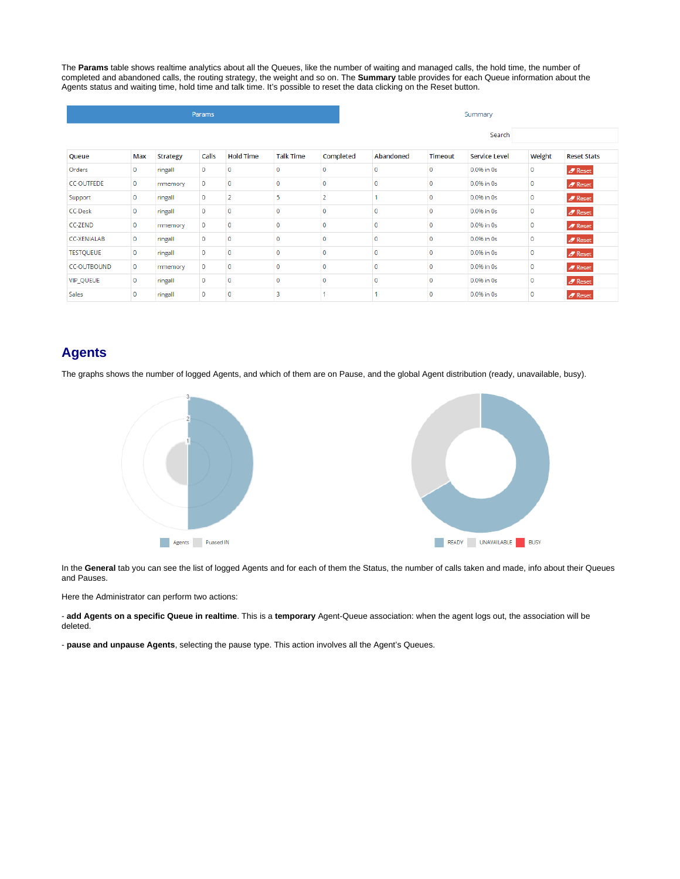The **Params** table shows realtime analytics about all the Queues, like the number of waiting and managed calls, the hold time, the number of completed and abandoned calls, the routing strategy, the weight and so on. The **Summary** table provides for each Queue information about the Agents status and waiting time, hold time and talk time. It's possible to reset the data clicking on the Reset button.

Params | Summary

Search

| Queue | Max | Strategy | Calls | Hold Time | Talk Time | Completed | Abandoned | Timeout | Service Level | Weight | Reset Stats |
|---|---|---|---|---|---|---|---|---|---|---|---|
| Orders | 0 | ringall | 0 | 0 | 0 | 0 | 0 | 0 | 0.0% in 0s | 0 | Reset |
| CC-OUTFEDE | 0 | rrmemory | 0 | 0 | 0 | 0 | 0 | 0 | 0.0% in 0s | 0 | Reset |
| Support | 0 | ringall | 0 | 2 | 5 | 2 | 1 | 0 | 0.0% in 0s | 0 | Reset |
| CC-Desk | 0 | ringall | 0 | 0 | 0 | 0 | 0 | 0 | 0.0% in 0s | 0 | Reset |
| CC-ZEND | 0 | rrmemory | 0 | 0 | 0 | 0 | 0 | 0 | 0.0% in 0s | 0 | Reset |
| CC-XENIALAB | 0 | ringall | 0 | 0 | 0 | 0 | 0 | 0 | 0.0% in 0s | 0 | Reset |
| TESTQUEUE | 0 | ringall | 0 | 0 | 0 | 0 | 0 | 0 | 0.0% in 0s | 0 | Reset |
| CC-OUTBOUND | 0 | rrmemory | 0 | 0 | 0 | 0 | 0 | 0 | 0.0% in 0s | 0 | Reset |
| VIP_QUEUE | 0 | ringall | 0 | 0 | 0 | 0 | 0 | 0 | 0.0% in 0s | 0 | Reset |
| Sales | 0 | ringall | 0 | 0 | 3 | 1 | 1 | 0 | 0.0% in 0s | 0 | Reset |

## Agents

The graphs shows the number of logged Agents, and which of them are on Pause, and the global Agent distribution (ready, unavailable, busy).

Agents | Puased IN

READY | UNAVAILABLE | BUSY

In the **General** tab you can see the list of logged Agents and for each of them the Status, the number of calls taken and made, info about their Queues and Pauses.

Here the Administrator can perform two actions:

- **add Agents on a specific Queue in realtime**. This is a **temporary** Agent-Queue association: when the agent logs out, the association will be deleted.

- **pause and unpause Agents**, selecting the pause type. This action involves all the Agent's Queues.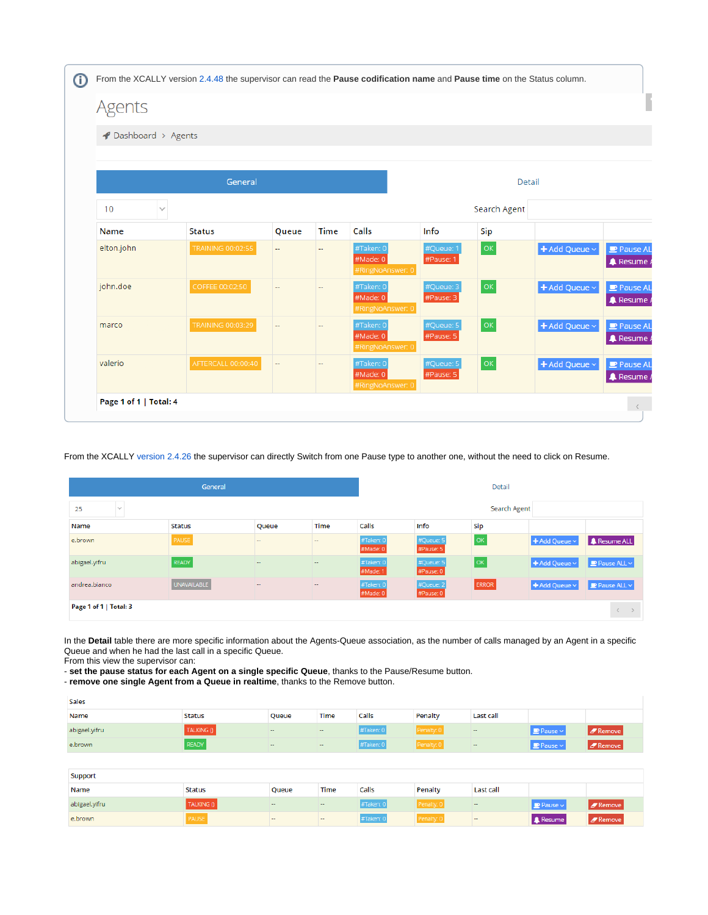From the XCALLY version 2.4.48 the supervisor can read the **Pause codification name** and **Pause time** on the Status column.

# Agents

Dashboard > Agents

General | Detail

10 — Search Agent

| Name | Status | Queue | Time | Calls | Info | Sip | | |
|---|---|---|---|---|---|---|---|---|
| elton.john | TRAINING 00:02:55 | -- | -- | #Taken: 0 #Made: 0 #RingNoAnswer: 0 | #Queue: 1 #Pause: 1 | OK | + Add Queue | Pause AL / Resume |
| john.doe | COFFEE 00:02:50 | -- | -- | #Taken: 0 #Made: 0 #RingNoAnswer: 0 | #Queue: 3 #Pause: 3 | OK | + Add Queue | Pause AL / Resume |
| marco | TRAINING 00:03:29 | -- | -- | #Taken: 0 #Made: 0 #RingNoAnswer: 0 | #Queue: 5 #Pause: 5 | OK | + Add Queue | Pause AL / Resume |
| valerio | AFTERCALL 00:00:40 | -- | -- | #Taken: 0 #Made: 0 #RingNoAnswer: 0 | #Queue: 5 #Pause: 5 | OK | + Add Queue | Pause AL / Resume |

**Page 1 of 1** | **Total: 4**

From the XCALLY version 2.4.26 the supervisor can directly Switch from one Pause type to another one, without the need to click on Resume.

General | Detail

25 — Search Agent

| Name | Status | Queue | Time | Calls | Info | Sip | | |
|---|---|---|---|---|---|---|---|---|
| e.brown | PAUSE | -- | -- | #Taken: 0 #Made: 0 | #Queue: 5 #Pause: 5 | OK | + Add Queue | Resume ALL |
| abigael.yifru | READY | -- | -- | #Taken: 0 #Made: 1 | #Queue: 5 #Pause: 0 | OK | + Add Queue | Pause ALL |
| andrea.bianco | UNAVAILABLE | -- | -- | #Taken: 0 #Made: 0 | #Queue: 2 #Pause: 0 | ERROR | + Add Queue | Pause ALL |

**Page 1 of 1** | **Total: 3**

In the **Detail** table there are more specific information about the Agents-Queue association, as the number of calls managed by an Agent in a specific Queue and when he had the last call in a specific Queue.
From this view the supervisor can:
- **set the pause status for each Agent on a single specific Queue**, thanks to the Pause/Resume button.
- **remove one single Agent from a Queue in realtime**, thanks to the Remove button.

Sales

| Name | Status | Queue | Time | Calls | Penalty | Last call | | |
|---|---|---|---|---|---|---|---|---|
| abigael.yifru | TALKING () | -- | -- | #Taken: 0 | Penalty: 0 | -- | Pause | Remove |
| e.brown | READY | -- | -- | #Taken: 0 | Penalty: 0 | -- | Pause | Remove |

Support

| Name | Status | Queue | Time | Calls | Penalty | Last call | | |
|---|---|---|---|---|---|---|---|---|
| abigael.yifru | TALKING () | -- | -- | #Taken: 0 | Penalty: 0 | -- | Pause | Remove |
| e.brown | PAUSE | -- | -- | #Taken: 0 | Penalty: 0 | -- | Resume | Remove |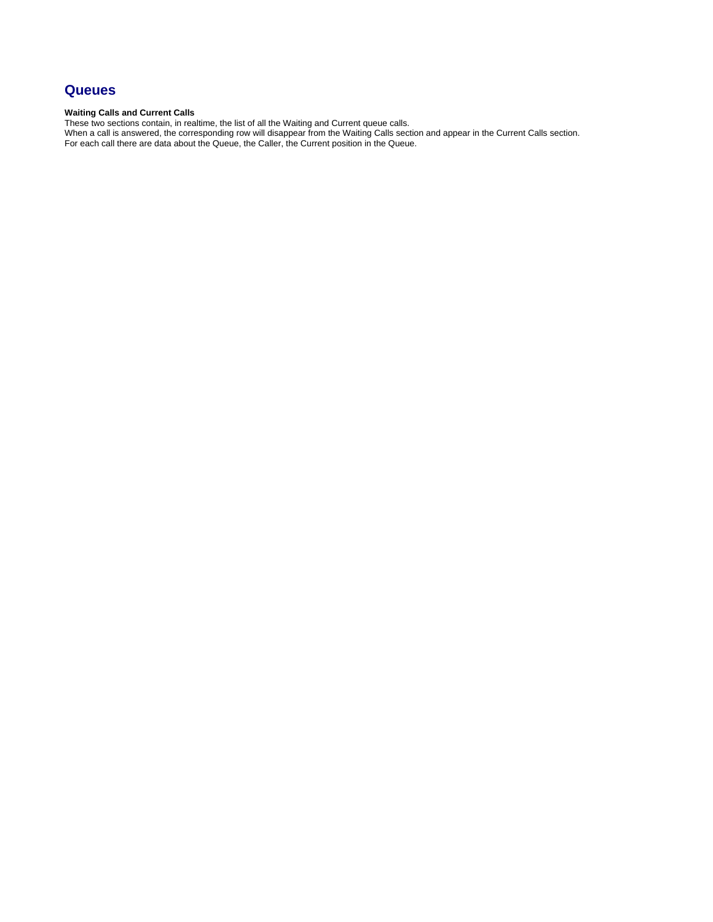## Queues

**Waiting Calls and Current Calls**

These two sections contain, in realtime, the list of all the Waiting and Current queue calls.
When a call is answered, the corresponding row will disappear from the Waiting Calls section and appear in the Current Calls section.
For each call there are data about the Queue, the Caller, the Current position in the Queue.